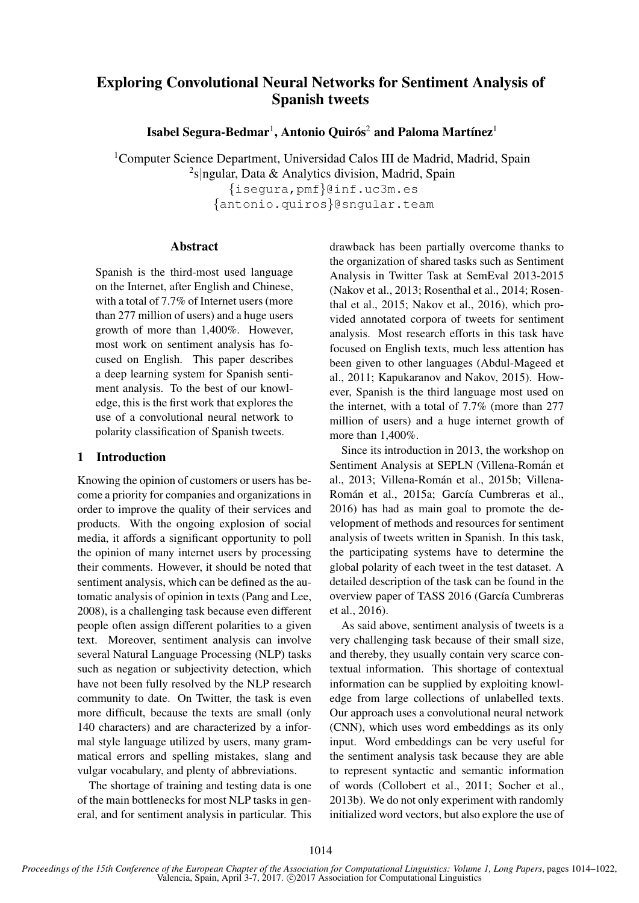# Exploring Convolutional Neural Networks for Sentiment Analysis of Spanish tweets

**Isabel Segura-Bedmar**[1], **Antonio Quirós**[2] **and Paloma Martínez**[1]

[1]Computer Science Department, Universidad Calos III de Madrid, Madrid, Spain
[2]s|ngular, Data & Analytics division, Madrid, Spain
{isegura,pmf}@inf.uc3m.es
{antonio.quiros}@sngular.team

## Abstract

Spanish is the third-most used language on the Internet, after English and Chinese, with a total of 7.7% of Internet users (more than 277 million of users) and a huge users growth of more than 1,400%. However, most work on sentiment analysis has focused on English. This paper describes a deep learning system for Spanish sentiment analysis. To the best of our knowledge, this is the first work that explores the use of a convolutional neural network to polarity classification of Spanish tweets.

## 1 Introduction

Knowing the opinion of customers or users has become a priority for companies and organizations in order to improve the quality of their services and products. With the ongoing explosion of social media, it affords a significant opportunity to poll the opinion of many internet users by processing their comments. However, it should be noted that sentiment analysis, which can be defined as the automatic analysis of opinion in texts (Pang and Lee, 2008), is a challenging task because even different people often assign different polarities to a given text. Moreover, sentiment analysis can involve several Natural Language Processing (NLP) tasks such as negation or subjectivity detection, which have not been fully resolved by the NLP research community to date. On Twitter, the task is even more difficult, because the texts are small (only 140 characters) and are characterized by a informal style language utilized by users, many grammatical errors and spelling mistakes, slang and vulgar vocabulary, and plenty of abbreviations.

The shortage of training and testing data is one of the main bottlenecks for most NLP tasks in general, and for sentiment analysis in particular. This drawback has been partially overcome thanks to the organization of shared tasks such as Sentiment Analysis in Twitter Task at SemEval 2013-2015 (Nakov et al., 2013; Rosenthal et al., 2014; Rosenthal et al., 2015; Nakov et al., 2016), which provided annotated corpora of tweets for sentiment analysis. Most research efforts in this task have focused on English texts, much less attention has been given to other languages (Abdul-Mageed et al., 2011; Kapukaranov and Nakov, 2015). However, Spanish is the third language most used on the internet, with a total of 7.7% (more than 277 million of users) and a huge internet growth of more than 1,400%.

Since its introduction in 2013, the workshop on Sentiment Analysis at SEPLN (Villena-Román et al., 2013; Villena-Román et al., 2015b; Villena-Román et al., 2015a; García Cumbreras et al., 2016) has had as main goal to promote the development of methods and resources for sentiment analysis of tweets written in Spanish. In this task, the participating systems have to determine the global polarity of each tweet in the test dataset. A detailed description of the task can be found in the overview paper of TASS 2016 (García Cumbreras et al., 2016).

As said above, sentiment analysis of tweets is a very challenging task because of their small size, and thereby, they usually contain very scarce contextual information. This shortage of contextual information can be supplied by exploiting knowledge from large collections of unlabelled texts. Our approach uses a convolutional neural network (CNN), which uses word embeddings as its only input. Word embeddings can be very useful for the sentiment analysis task because they are able to represent syntactic and semantic information of words (Collobert et al., 2011; Socher et al., 2013b). We do not only experiment with randomly initialized word vectors, but also explore the use of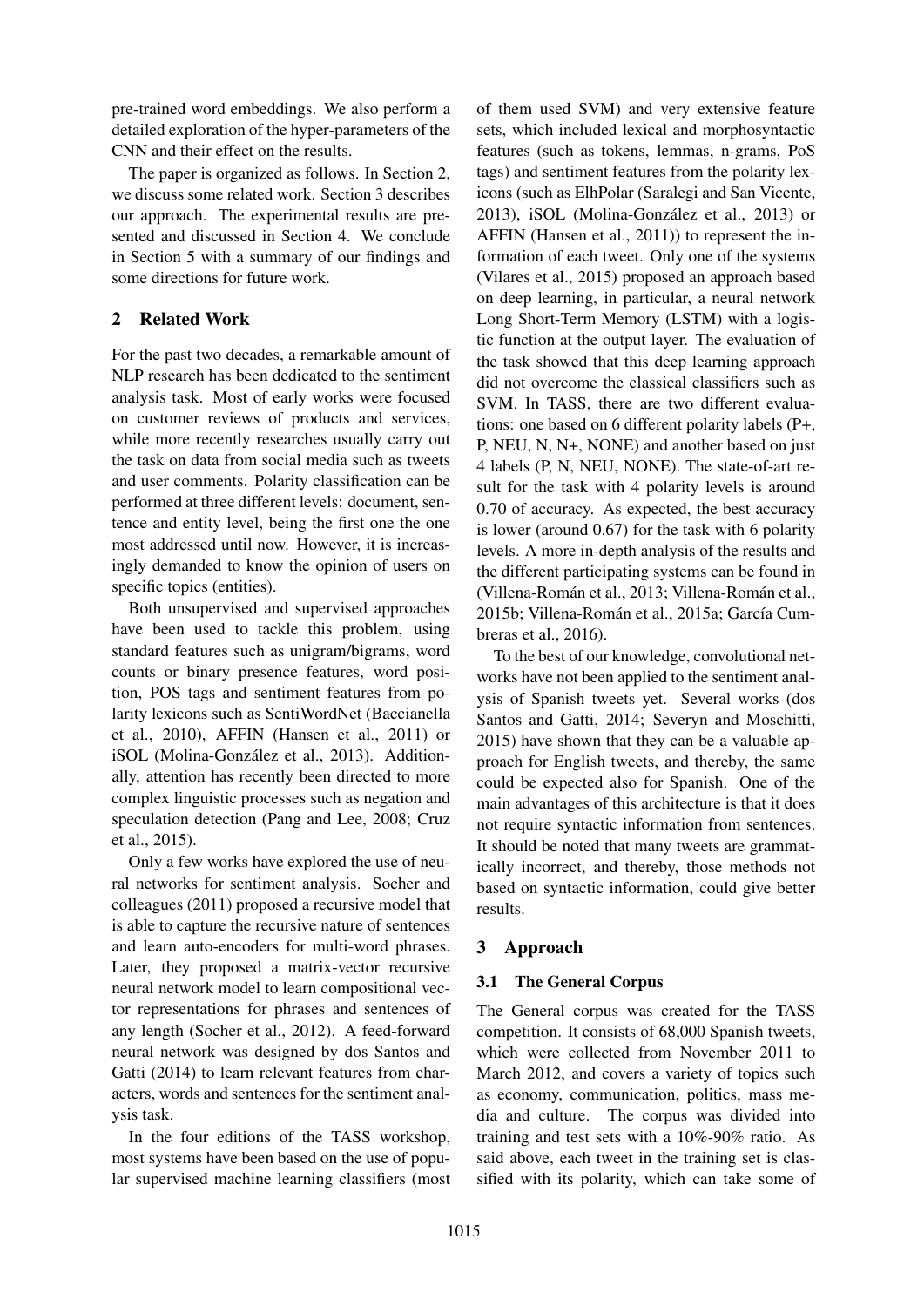pre-trained word embeddings. We also perform a detailed exploration of the hyper-parameters of the CNN and their effect on the results.

The paper is organized as follows. In Section 2, we discuss some related work. Section 3 describes our approach. The experimental results are presented and discussed in Section 4. We conclude in Section 5 with a summary of our findings and some directions for future work.

## 2 Related Work

For the past two decades, a remarkable amount of NLP research has been dedicated to the sentiment analysis task. Most of early works were focused on customer reviews of products and services, while more recently researches usually carry out the task on data from social media such as tweets and user comments. Polarity classification can be performed at three different levels: document, sentence and entity level, being the first one the one most addressed until now. However, it is increasingly demanded to know the opinion of users on specific topics (entities).

Both unsupervised and supervised approaches have been used to tackle this problem, using standard features such as unigram/bigrams, word counts or binary presence features, word position, POS tags and sentiment features from polarity lexicons such as SentiWordNet (Baccianella et al., 2010), AFFIN (Hansen et al., 2011) or iSOL (Molina-González et al., 2013). Additionally, attention has recently been directed to more complex linguistic processes such as negation and speculation detection (Pang and Lee, 2008; Cruz et al., 2015).

Only a few works have explored the use of neural networks for sentiment analysis. Socher and colleagues (2011) proposed a recursive model that is able to capture the recursive nature of sentences and learn auto-encoders for multi-word phrases. Later, they proposed a matrix-vector recursive neural network model to learn compositional vector representations for phrases and sentences of any length (Socher et al., 2012). A feed-forward neural network was designed by dos Santos and Gatti (2014) to learn relevant features from characters, words and sentences for the sentiment analysis task.

In the four editions of the TASS workshop, most systems have been based on the use of popular supervised machine learning classifiers (most of them used SVM) and very extensive feature sets, which included lexical and morphosyntactic features (such as tokens, lemmas, n-grams, PoS tags) and sentiment features from the polarity lexicons (such as ElhPolar (Saralegi and San Vicente, 2013), iSOL (Molina-González et al., 2013) or AFFIN (Hansen et al., 2011)) to represent the information of each tweet. Only one of the systems (Vilares et al., 2015) proposed an approach based on deep learning, in particular, a neural network Long Short-Term Memory (LSTM) with a logistic function at the output layer. The evaluation of the task showed that this deep learning approach did not overcome the classical classifiers such as SVM. In TASS, there are two different evaluations: one based on 6 different polarity labels (P+, P, NEU, N, N+, NONE) and another based on just 4 labels (P, N, NEU, NONE). The state-of-art result for the task with 4 polarity levels is around 0.70 of accuracy. As expected, the best accuracy is lower (around 0.67) for the task with 6 polarity levels. A more in-depth analysis of the results and the different participating systems can be found in (Villena-Román et al., 2013; Villena-Román et al., 2015b; Villena-Román et al., 2015a; García Cumbreras et al., 2016).

To the best of our knowledge, convolutional networks have not been applied to the sentiment analysis of Spanish tweets yet. Several works (dos Santos and Gatti, 2014; Severyn and Moschitti, 2015) have shown that they can be a valuable approach for English tweets, and thereby, the same could be expected also for Spanish. One of the main advantages of this architecture is that it does not require syntactic information from sentences. It should be noted that many tweets are grammatically incorrect, and thereby, those methods not based on syntactic information, could give better results.

## 3 Approach

### 3.1 The General Corpus

The General corpus was created for the TASS competition. It consists of 68,000 Spanish tweets, which were collected from November 2011 to March 2012, and covers a variety of topics such as economy, communication, politics, mass media and culture. The corpus was divided into training and test sets with a 10%-90% ratio. As said above, each tweet in the training set is classified with its polarity, which can take some of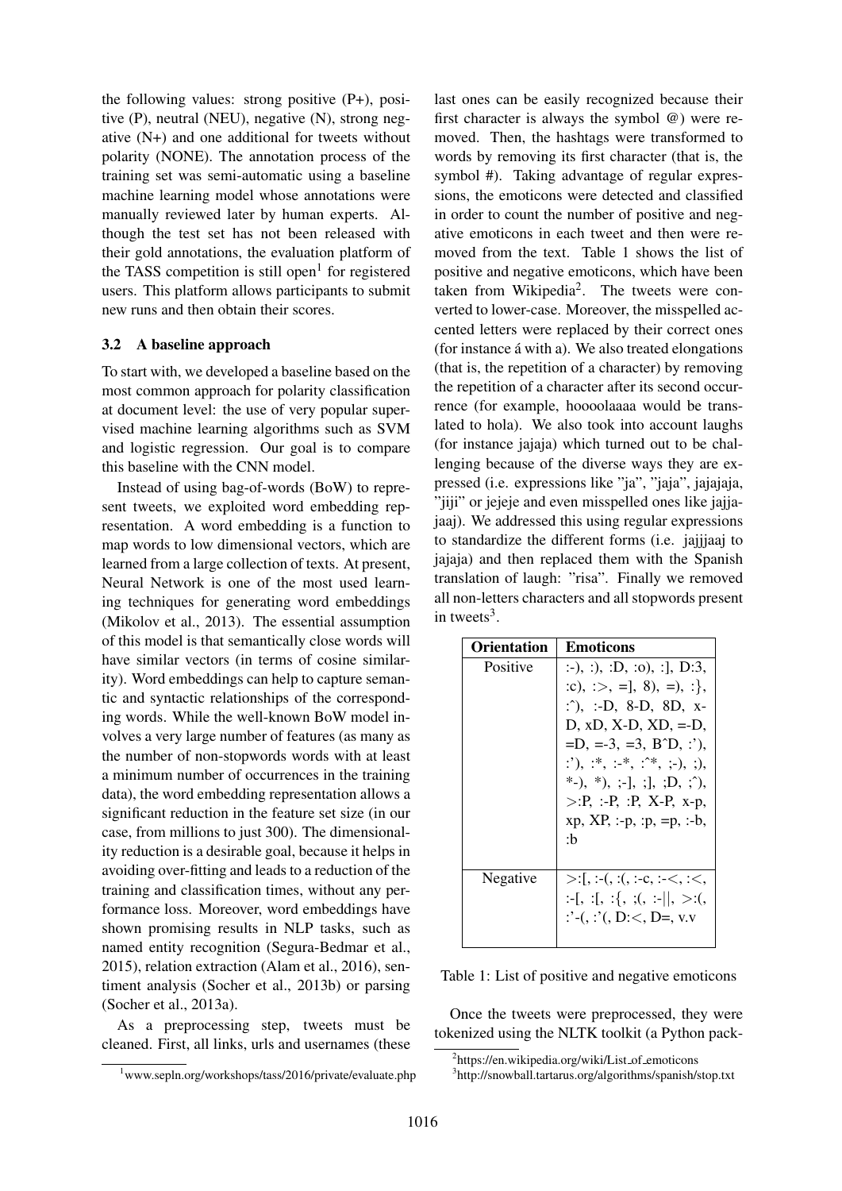the following values: strong positive (P+), positive (P), neutral (NEU), negative (N), strong negative (N+) and one additional for tweets without polarity (NONE). The annotation process of the training set was semi-automatic using a baseline machine learning model whose annotations were manually reviewed later by human experts. Although the test set has not been released with their gold annotations, the evaluation platform of the TASS competition is still open[1] for registered users. This platform allows participants to submit new runs and then obtain their scores.

### 3.2 A baseline approach

To start with, we developed a baseline based on the most common approach for polarity classification at document level: the use of very popular supervised machine learning algorithms such as SVM and logistic regression. Our goal is to compare this baseline with the CNN model.

Instead of using bag-of-words (BoW) to represent tweets, we exploited word embedding representation. A word embedding is a function to map words to low dimensional vectors, which are learned from a large collection of texts. At present, Neural Network is one of the most used learning techniques for generating word embeddings (Mikolov et al., 2013). The essential assumption of this model is that semantically close words will have similar vectors (in terms of cosine similarity). Word embeddings can help to capture semantic and syntactic relationships of the corresponding words. While the well-known BoW model involves a very large number of features (as many as the number of non-stopwords words with at least a minimum number of occurrences in the training data), the word embedding representation allows a significant reduction in the feature set size (in our case, from millions to just 300). The dimensionality reduction is a desirable goal, because it helps in avoiding over-fitting and leads to a reduction of the training and classification times, without any performance loss. Moreover, word embeddings have shown promising results in NLP tasks, such as named entity recognition (Segura-Bedmar et al., 2015), relation extraction (Alam et al., 2016), sentiment analysis (Socher et al., 2013b) or parsing (Socher et al., 2013a).

As a preprocessing step, tweets must be cleaned. First, all links, urls and usernames (these last ones can be easily recognized because their first character is always the symbol @) were removed. Then, the hashtags were transformed to words by removing its first character (that is, the symbol #). Taking advantage of regular expressions, the emoticons were detected and classified in order to count the number of positive and negative emoticons in each tweet and then were removed from the text. Table 1 shows the list of positive and negative emoticons, which have been taken from Wikipedia[2]. The tweets were converted to lower-case. Moreover, the misspelled accented letters were replaced by their correct ones (for instance á with a). We also treated elongations (that is, the repetition of a character) by removing the repetition of a character after its second occurrence (for example, hoooolaaaa would be translated to hola). We also took into account laughs (for instance jajaja) which turned out to be challenging because of the diverse ways they are expressed (i.e. expressions like "ja", "jaja", jajajaja, "jiji" or jejeje and even misspelled ones like jajjajaaj). We addressed this using regular expressions to standardize the different forms (i.e. jajjjaaj to jajaja) and then replaced them with the Spanish translation of laugh: "risa". Finally we removed all non-letters characters and all stopwords present in tweets[3].

| Orientation | Emoticons |
|---|---|
| Positive | :-), :), :D, :o), :], D:3, :c), :>, =], 8), =), :}, :^), :-D, 8-D, 8D, x-D, xD, X-D, XD, =-D, =D, =-3, =3, B^D, :'), :'), :*, :-*, :^*, ;-), ;), *-), *), ;-], ;], ;D, ;^), >:P, :-P, :P, X-P, x-p, xp, XP, :-p, :p, =p, :-b, :b |
| Negative | >:[, :-(, :(, :-c, :-<, :<, :-[, :[, :{, ;(, :-\|\|, >:(, :'-(, :'(, D:<, D=, v.v |

Table 1: List of positive and negative emoticons

Once the tweets were preprocessed, they were tokenized using the NLTK toolkit (a Python pack-

[1] www.sepln.org/workshops/tass/2016/private/evaluate.php

[2] https://en.wikipedia.org/wiki/List_of_emoticons

[3] http://snowball.tartarus.org/algorithms/spanish/stop.txt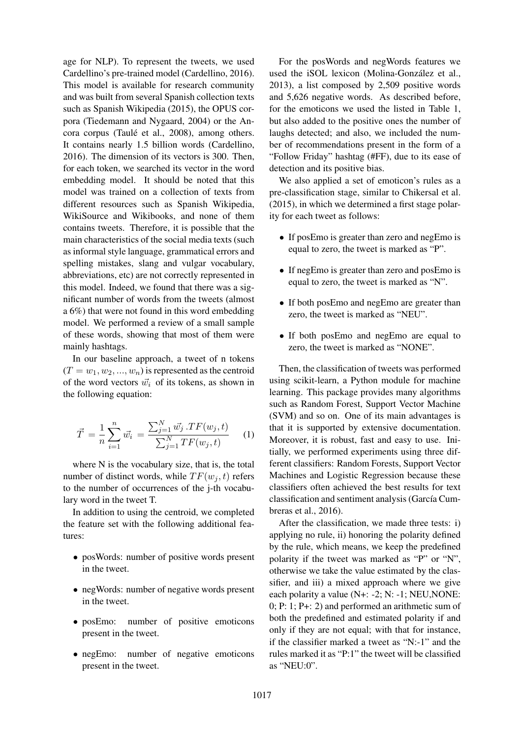age for NLP). To represent the tweets, we used Cardellino's pre-trained model (Cardellino, 2016). This model is available for research community and was built from several Spanish collection texts such as Spanish Wikipedia (2015), the OPUS corpora (Tiedemann and Nygaard, 2004) or the Ancora corpus (Taulé et al., 2008), among others. It contains nearly 1.5 billion words (Cardellino, 2016). The dimension of its vectors is 300. Then, for each token, we searched its vector in the word embedding model. It should be noted that this model was trained on a collection of texts from different resources such as Spanish Wikipedia, WikiSource and Wikibooks, and none of them contains tweets. Therefore, it is possible that the main characteristics of the social media texts (such as informal style language, grammatical errors and spelling mistakes, slang and vulgar vocabulary, abbreviations, etc) are not correctly represented in this model. Indeed, we found that there was a significant number of words from the tweets (almost a 6%) that were not found in this word embedding model. We performed a review of a small sample of these words, showing that most of them were mainly hashtags.

In our baseline approach, a tweet of n tokens ($T = w_1, w_2, ..., w_n$) is represented as the centroid of the word vectors $\vec{w_i}$ of its tokens, as shown in the following equation:

$$\vec{T} = \frac{1}{n}\sum_{i=1}^{n} \vec{w_i} = \frac{\sum_{j=1}^{N} \vec{w_j}\,.TF(w_j, t)}{\sum_{j=1}^{N} TF(w_j, t)} \quad (1)$$

where N is the vocabulary size, that is, the total number of distinct words, while $TF(w_j, t)$ refers to the number of occurrences of the j-th vocabulary word in the tweet T.

In addition to using the centroid, we completed the feature set with the following additional features:

- posWords: number of positive words present in the tweet.
- negWords: number of negative words present in the tweet.
- posEmo: number of positive emoticons present in the tweet.
- negEmo: number of negative emoticons present in the tweet.

For the posWords and negWords features we used the iSOL lexicon (Molina-González et al., 2013), a list composed by 2,509 positive words and 5,626 negative words. As described before, for the emoticons we used the listed in Table 1, but also added to the positive ones the number of laughs detected; and also, we included the number of recommendations present in the form of a "Follow Friday" hashtag (#FF), due to its ease of detection and its positive bias.

We also applied a set of emoticon's rules as a pre-classification stage, similar to Chikersal et al. (2015), in which we determined a first stage polarity for each tweet as follows:

- If posEmo is greater than zero and negEmo is equal to zero, the tweet is marked as "P".
- If negEmo is greater than zero and posEmo is equal to zero, the tweet is marked as "N".
- If both posEmo and negEmo are greater than zero, the tweet is marked as "NEU".
- If both posEmo and negEmo are equal to zero, the tweet is marked as "NONE".

Then, the classification of tweets was performed using scikit-learn, a Python module for machine learning. This package provides many algorithms such as Random Forest, Support Vector Machine (SVM) and so on. One of its main advantages is that it is supported by extensive documentation. Moreover, it is robust, fast and easy to use. Initially, we performed experiments using three different classifiers: Random Forests, Support Vector Machines and Logistic Regression because these classifiers often achieved the best results for text classification and sentiment analysis (García Cumbreras et al., 2016).

After the classification, we made three tests: i) applying no rule, ii) honoring the polarity defined by the rule, which means, we keep the predefined polarity if the tweet was marked as "P" or "N", otherwise we take the value estimated by the classifier, and iii) a mixed approach where we give each polarity a value (N+: -2; N: -1; NEU,NONE: 0; P: 1; P+: 2) and performed an arithmetic sum of both the predefined and estimated polarity if and only if they are not equal; with that for instance, if the classifier marked a tweet as "N:-1" and the rules marked it as "P:1" the tweet will be classified as "NEU:0".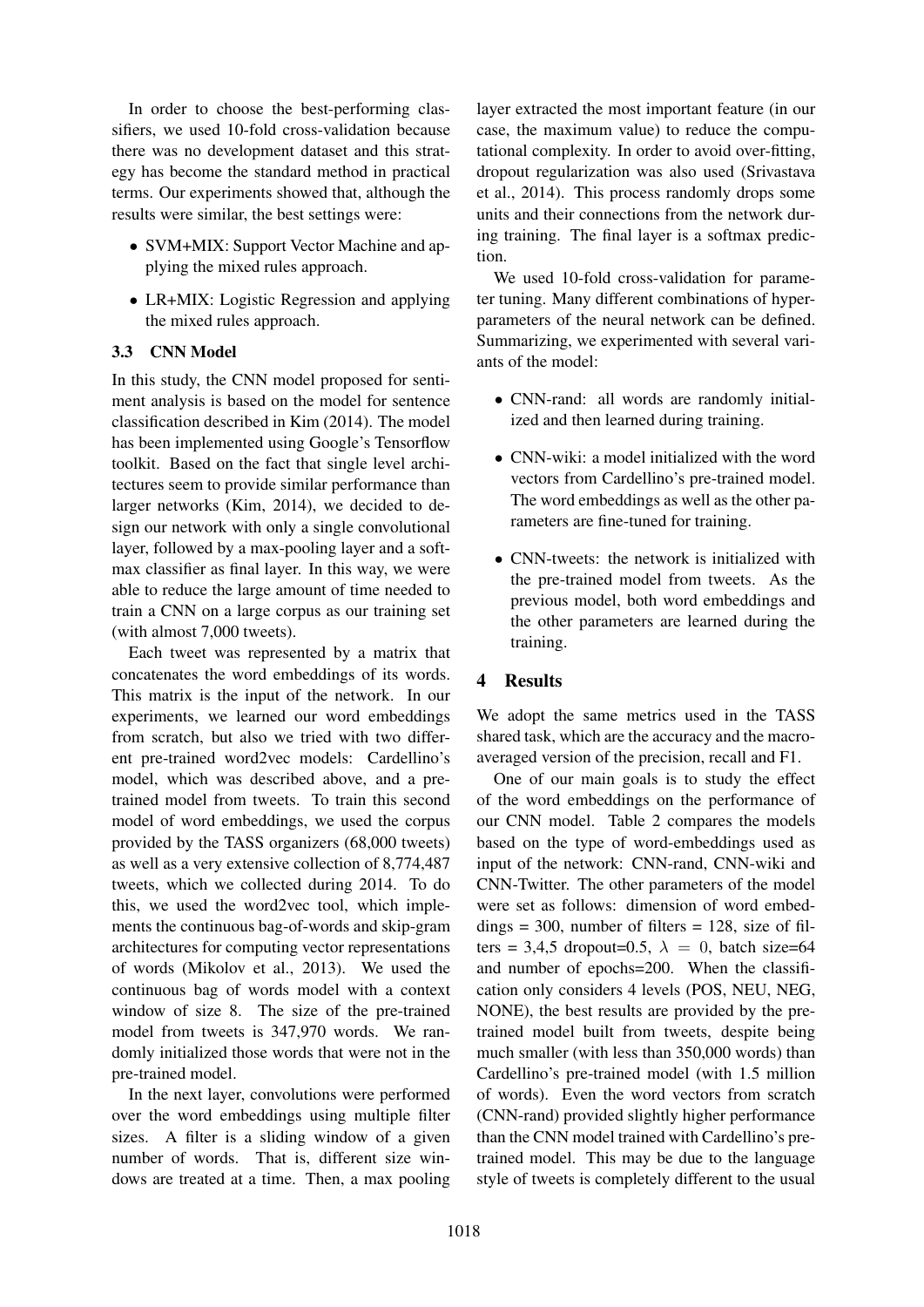In order to choose the best-performing classifiers, we used 10-fold cross-validation because there was no development dataset and this strategy has become the standard method in practical terms. Our experiments showed that, although the results were similar, the best settings were:

- SVM+MIX: Support Vector Machine and applying the mixed rules approach.
- LR+MIX: Logistic Regression and applying the mixed rules approach.

### 3.3 CNN Model

In this study, the CNN model proposed for sentiment analysis is based on the model for sentence classification described in Kim (2014). The model has been implemented using Google's Tensorflow toolkit. Based on the fact that single level architectures seem to provide similar performance than larger networks (Kim, 2014), we decided to design our network with only a single convolutional layer, followed by a max-pooling layer and a softmax classifier as final layer. In this way, we were able to reduce the large amount of time needed to train a CNN on a large corpus as our training set (with almost 7,000 tweets).

Each tweet was represented by a matrix that concatenates the word embeddings of its words. This matrix is the input of the network. In our experiments, we learned our word embeddings from scratch, but also we tried with two different pre-trained word2vec models: Cardellino's model, which was described above, and a pre-trained model from tweets. To train this second model of word embeddings, we used the corpus provided by the TASS organizers (68,000 tweets) as well as a very extensive collection of 8,774,487 tweets, which we collected during 2014. To do this, we used the word2vec tool, which implements the continuous bag-of-words and skip-gram architectures for computing vector representations of words (Mikolov et al., 2013). We used the continuous bag of words model with a context window of size 8. The size of the pre-trained model from tweets is 347,970 words. We randomly initialized those words that were not in the pre-trained model.

In the next layer, convolutions were performed over the word embeddings using multiple filter sizes. A filter is a sliding window of a given number of words. That is, different size windows are treated at a time. Then, a max pooling layer extracted the most important feature (in our case, the maximum value) to reduce the computational complexity. In order to avoid over-fitting, dropout regularization was also used (Srivastava et al., 2014). This process randomly drops some units and their connections from the network during training. The final layer is a softmax prediction.

We used 10-fold cross-validation for parameter tuning. Many different combinations of hyperparameters of the neural network can be defined. Summarizing, we experimented with several variants of the model:

- CNN-rand: all words are randomly initialized and then learned during training.
- CNN-wiki: a model initialized with the word vectors from Cardellino's pre-trained model. The word embeddings as well as the other parameters are fine-tuned for training.
- CNN-tweets: the network is initialized with the pre-trained model from tweets. As the previous model, both word embeddings and the other parameters are learned during the training.

## 4 Results

We adopt the same metrics used in the TASS shared task, which are the accuracy and the macro-averaged version of the precision, recall and F1.

One of our main goals is to study the effect of the word embeddings on the performance of our CNN model. Table 2 compares the models based on the type of word-embeddings used as input of the network: CNN-rand, CNN-wiki and CNN-Twitter. The other parameters of the model were set as follows: dimension of word embeddings = 300, number of filters = 128, size of filters = 3,4,5 dropout=0.5, $\lambda = 0$, batch size=64 and number of epochs=200. When the classification only considers 4 levels (POS, NEU, NEG, NONE), the best results are provided by the pre-trained model built from tweets, despite being much smaller (with less than 350,000 words) than Cardellino's pre-trained model (with 1.5 million of words). Even the word vectors from scratch (CNN-rand) provided slightly higher performance than the CNN model trained with Cardellino's pre-trained model. This may be due to the language style of tweets is completely different to the usual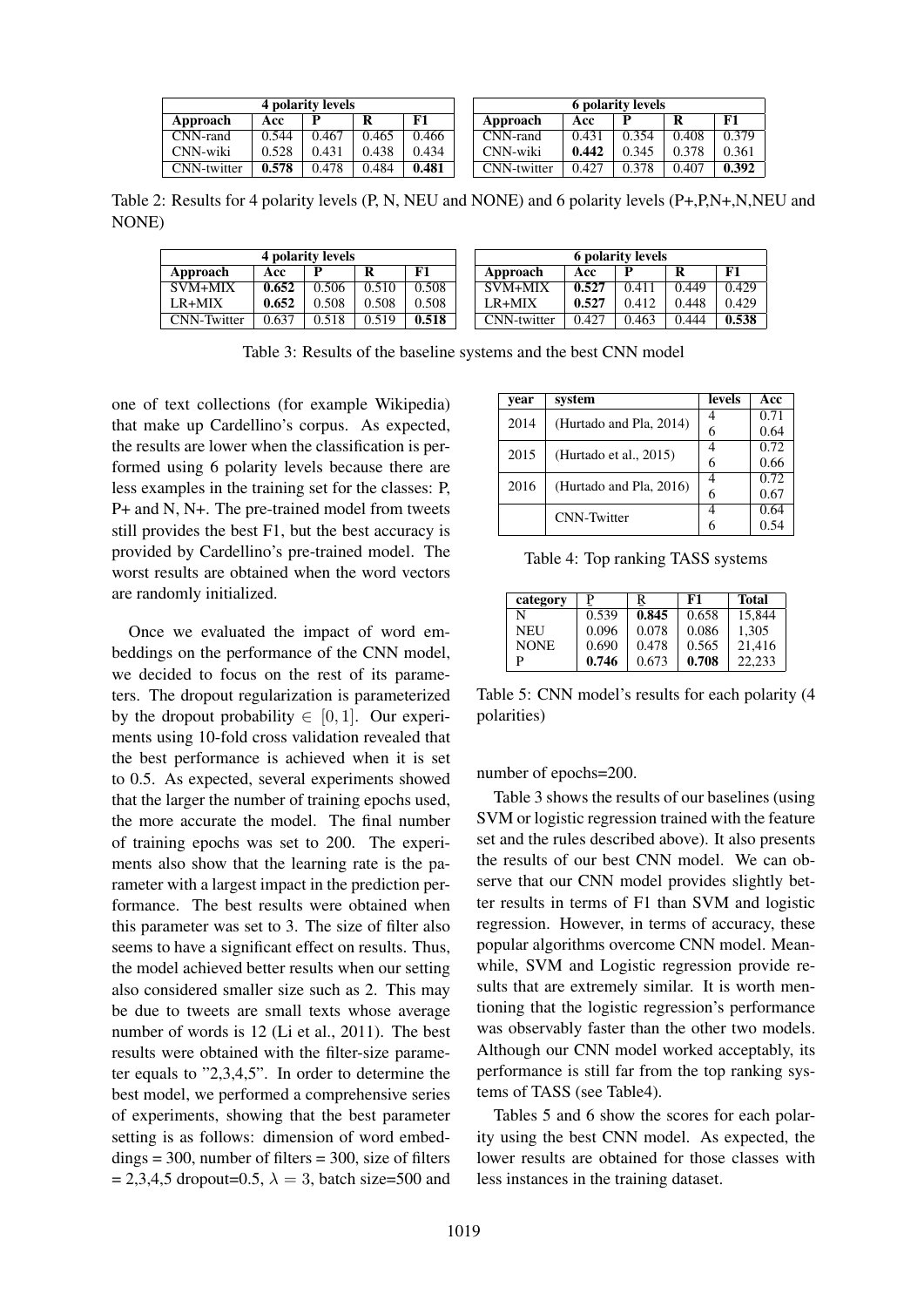| 4 polarity levels | | | | |
|---|---|---|---|---|
| **Approach** | **Acc** | **P** | **R** | **F1** |
| CNN-rand | 0.544 | 0.467 | 0.465 | 0.466 |
| CNN-wiki | 0.528 | 0.431 | 0.438 | 0.434 |
| CNN-twitter | **0.578** | 0.478 | 0.484 | **0.481** |

| 6 polarity levels | | | | |
|---|---|---|---|---|
| **Approach** | **Acc** | **P** | **R** | **F1** |
| CNN-rand | 0.431 | 0.354 | 0.408 | 0.379 |
| CNN-wiki | **0.442** | 0.345 | 0.378 | 0.361 |
| CNN-twitter | 0.427 | 0.378 | 0.407 | **0.392** |

Table 2: Results for 4 polarity levels (P, N, NEU and NONE) and 6 polarity levels (P+,P,N+,N,NEU and NONE)

| 4 polarity levels | | | | |
|---|---|---|---|---|
| **Approach** | **Acc** | **P** | **R** | **F1** |
| SVM+MIX | **0.652** | 0.506 | 0.510 | 0.508 |
| LR+MIX | **0.652** | 0.508 | 0.508 | 0.508 |
| CNN-Twitter | 0.637 | 0.518 | 0.519 | **0.518** |

| 6 polarity levels | | | | |
|---|---|---|---|---|
| **Approach** | **Acc** | **P** | **R** | **F1** |
| SVM+MIX | **0.527** | 0.411 | 0.449 | 0.429 |
| LR+MIX | **0.527** | 0.412 | 0.448 | 0.429 |
| CNN-twitter | 0.427 | 0.463 | 0.444 | **0.538** |

Table 3: Results of the baseline systems and the best CNN model

one of text collections (for example Wikipedia) that make up Cardellino's corpus. As expected, the results are lower when the classification is performed using 6 polarity levels because there are less examples in the training set for the classes: P, P+ and N, N+. The pre-trained model from tweets still provides the best F1, but the best accuracy is provided by Cardellino's pre-trained model. The worst results are obtained when the word vectors are randomly initialized.

Once we evaluated the impact of word embeddings on the performance of the CNN model, we decided to focus on the rest of its parameters. The dropout regularization is parameterized by the dropout probability $\in [0, 1]$. Our experiments using 10-fold cross validation revealed that the best performance is achieved when it is set to 0.5. As expected, several experiments showed that the larger the number of training epochs used, the more accurate the model. The final number of training epochs was set to 200. The experiments also show that the learning rate is the parameter with a largest impact in the prediction performance. The best results were obtained when this parameter was set to 3. The size of filter also seems to have a significant effect on results. Thus, the model achieved better results when our setting also considered smaller size such as 2. This may be due to tweets are small texts whose average number of words is 12 (Li et al., 2011). The best results were obtained with the filter-size parameter equals to "2,3,4,5". In order to determine the best model, we performed a comprehensive series of experiments, showing that the best parameter setting is as follows: dimension of word embeddings = 300, number of filters = 300, size of filters = 2,3,4,5 dropout=0.5, $\lambda = 3$, batch size=500 and number of epochs=200.

| year | system | levels | Acc |
|---|---|---|---|
| 2014 | (Hurtado and Pla, 2014) | 4 | 0.71 |
| | | 6 | 0.64 |
| 2015 | (Hurtado et al., 2015) | 4 | 0.72 |
| | | 6 | 0.66 |
| 2016 | (Hurtado and Pla, 2016) | 4 | 0.72 |
| | | 6 | 0.67 |
| | CNN-Twitter | 4 | 0.64 |
| | | 6 | 0.54 |

Table 4: Top ranking TASS systems

| category | P | R | F1 | Total |
|---|---|---|---|---|
| N | 0.539 | **0.845** | 0.658 | 15,844 |
| NEU | 0.096 | 0.078 | 0.086 | 1,305 |
| NONE | 0.690 | 0.478 | 0.565 | 21,416 |
| P | **0.746** | 0.673 | **0.708** | 22,233 |

Table 5: CNN model's results for each polarity (4 polarities)

Table 3 shows the results of our baselines (using SVM or logistic regression trained with the feature set and the rules described above). It also presents the results of our best CNN model. We can observe that our CNN model provides slightly better results in terms of F1 than SVM and logistic regression. However, in terms of accuracy, these popular algorithms overcome CNN model. Meanwhile, SVM and Logistic regression provide results that are extremely similar. It is worth mentioning that the logistic regression's performance was observably faster than the other two models. Although our CNN model worked acceptably, its performance is still far from the top ranking systems of TASS (see Table4).

Tables 5 and 6 show the scores for each polarity using the best CNN model. As expected, the lower results are obtained for those classes with less instances in the training dataset.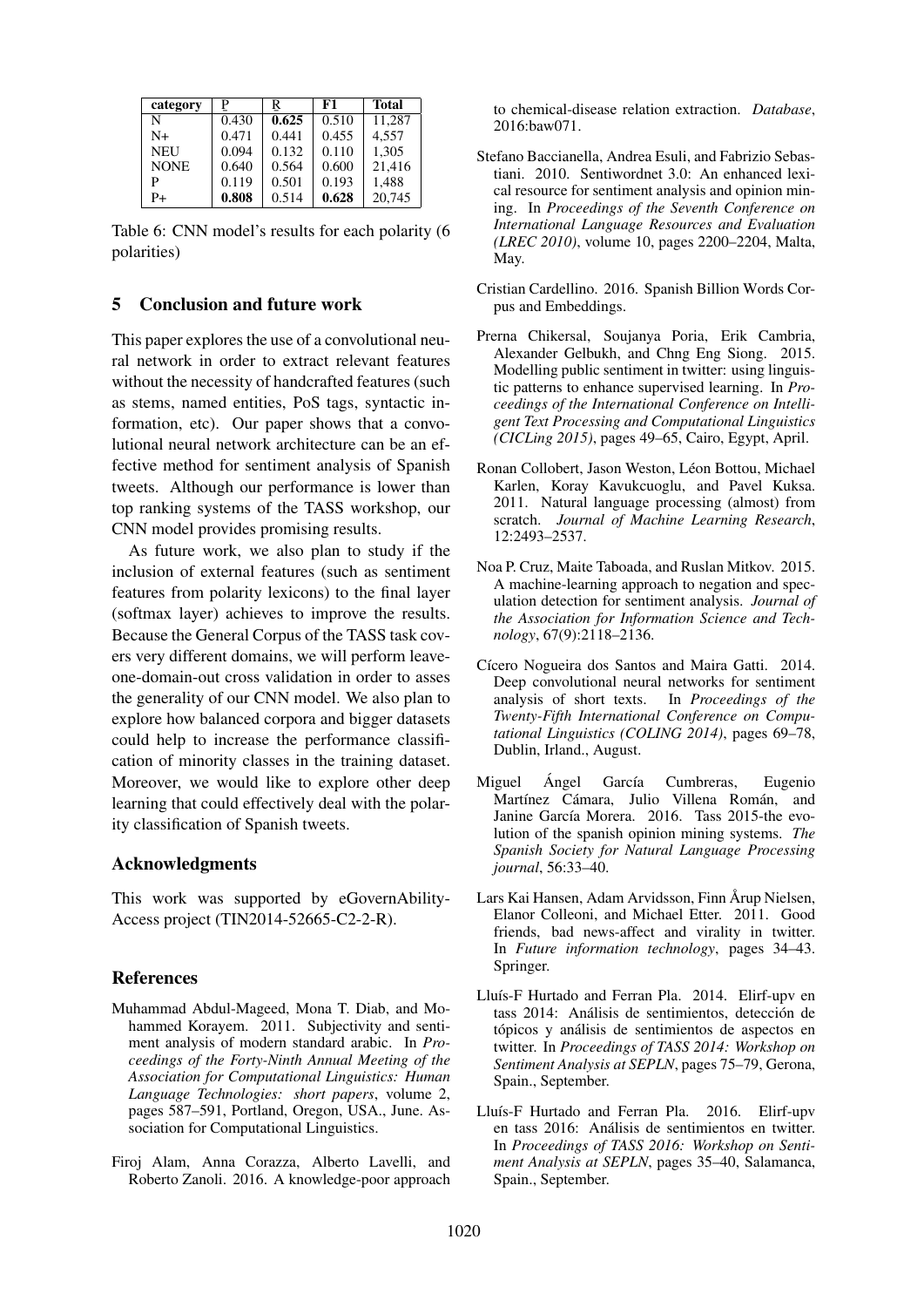| category | P | R | F1 | Total |
|---|---|---|---|---|
| N | 0.430 | **0.625** | 0.510 | 11,287 |
| N+ | 0.471 | 0.441 | 0.455 | 4,557 |
| NEU | 0.094 | 0.132 | 0.110 | 1,305 |
| NONE | 0.640 | 0.564 | 0.600 | 21,416 |
| P | 0.119 | 0.501 | 0.193 | 1,488 |
| P+ | **0.808** | 0.514 | **0.628** | 20,745 |

Table 6: CNN model's results for each polarity (6 polarities)

## 5 Conclusion and future work

This paper explores the use of a convolutional neural network in order to extract relevant features without the necessity of handcrafted features (such as stems, named entities, PoS tags, syntactic information, etc). Our paper shows that a convolutional neural network architecture can be an effective method for sentiment analysis of Spanish tweets. Although our performance is lower than top ranking systems of the TASS workshop, our CNN model provides promising results.

As future work, we also plan to study if the inclusion of external features (such as sentiment features from polarity lexicons) to the final layer (softmax layer) achieves to improve the results. Because the General Corpus of the TASS task covers very different domains, we will perform leave-one-domain-out cross validation in order to asses the generality of our CNN model. We also plan to explore how balanced corpora and bigger datasets could help to increase the performance classification of minority classes in the training dataset. Moreover, we would like to explore other deep learning that could effectively deal with the polarity classification of Spanish tweets.

## Acknowledgments

This work was supported by eGovernAbility-Access project (TIN2014-52665-C2-2-R).

## References

Muhammad Abdul-Mageed, Mona T. Diab, and Mohammed Korayem. 2011. Subjectivity and sentiment analysis of modern standard arabic. In *Proceedings of the Forty-Ninth Annual Meeting of the Association for Computational Linguistics: Human Language Technologies: short papers*, volume 2, pages 587–591, Portland, Oregon, USA., June. Association for Computational Linguistics.

Firoj Alam, Anna Corazza, Alberto Lavelli, and Roberto Zanoli. 2016. A knowledge-poor approach to chemical-disease relation extraction. *Database*, 2016:baw071.

Stefano Baccianella, Andrea Esuli, and Fabrizio Sebastiani. 2010. Sentiwordnet 3.0: An enhanced lexical resource for sentiment analysis and opinion mining. In *Proceedings of the Seventh Conference on International Language Resources and Evaluation (LREC 2010)*, volume 10, pages 2200–2204, Malta, May.

Cristian Cardellino. 2016. Spanish Billion Words Corpus and Embeddings.

Prerna Chikersal, Soujanya Poria, Erik Cambria, Alexander Gelbukh, and Chng Eng Siong. 2015. Modelling public sentiment in twitter: using linguistic patterns to enhance supervised learning. In *Proceedings of the International Conference on Intelligent Text Processing and Computational Linguistics (CICLing 2015)*, pages 49–65, Cairo, Egypt, April.

Ronan Collobert, Jason Weston, Léon Bottou, Michael Karlen, Koray Kavukcuoglu, and Pavel Kuksa. 2011. Natural language processing (almost) from scratch. *Journal of Machine Learning Research*, 12:2493–2537.

Noa P. Cruz, Maite Taboada, and Ruslan Mitkov. 2015. A machine-learning approach to negation and speculation detection for sentiment analysis. *Journal of the Association for Information Science and Technology*, 67(9):2118–2136.

Cícero Nogueira dos Santos and Maira Gatti. 2014. Deep convolutional neural networks for sentiment analysis of short texts. In *Proceedings of the Twenty-Fifth International Conference on Computational Linguistics (COLING 2014)*, pages 69–78, Dublin, Irland., August.

Miguel Ángel García Cumbreras, Eugenio Martínez Cámara, Julio Villena Román, and Janine García Morera. 2016. Tass 2015-the evolution of the spanish opinion mining systems. *The Spanish Society for Natural Language Processing journal*, 56:33–40.

Lars Kai Hansen, Adam Arvidsson, Finn Årup Nielsen, Elanor Colleoni, and Michael Etter. 2011. Good friends, bad news-affect and virality in twitter. In *Future information technology*, pages 34–43. Springer.

Lluís-F Hurtado and Ferran Pla. 2014. Elirf-upv en tass 2014: Análisis de sentimientos, detección de tópicos y análisis de sentimientos de aspectos en twitter. In *Proceedings of TASS 2014: Workshop on Sentiment Analysis at SEPLN*, pages 75–79, Gerona, Spain., September.

Lluís-F Hurtado and Ferran Pla. 2016. Elirf-upv en tass 2016: Análisis de sentimientos en twitter. In *Proceedings of TASS 2016: Workshop on Sentiment Analysis at SEPLN*, pages 35–40, Salamanca, Spain., September.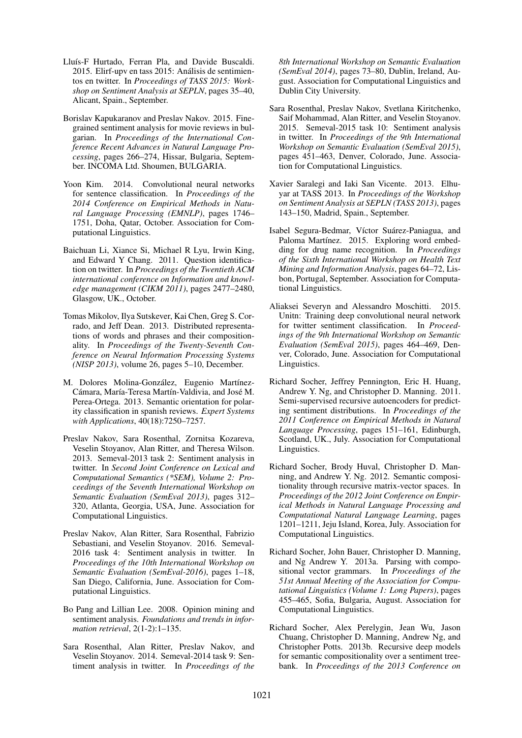Lluís-F Hurtado, Ferran Pla, and Davide Buscaldi. 2015. Elirf-upv en tass 2015: Análisis de sentimientos en twitter. In *Proceedings of TASS 2015: Workshop on Sentiment Analysis at SEPLN*, pages 35–40, Alicant, Spain., September.

Borislav Kapukaranov and Preslav Nakov. 2015. Fine-grained sentiment analysis for movie reviews in bulgarian. In *Proceedings of the International Conference Recent Advances in Natural Language Processing*, pages 266–274, Hissar, Bulgaria, September. INCOMA Ltd. Shoumen, BULGARIA.

Yoon Kim. 2014. Convolutional neural networks for sentence classification. In *Proceedings of the 2014 Conference on Empirical Methods in Natural Language Processing (EMNLP)*, pages 1746–1751, Doha, Qatar, October. Association for Computational Linguistics.

Baichuan Li, Xiance Si, Michael R Lyu, Irwin King, and Edward Y Chang. 2011. Question identification on twitter. In *Proceedings of the Twentieth ACM international conference on Information and knowledge management (CIKM 2011)*, pages 2477–2480, Glasgow, UK., October.

Tomas Mikolov, Ilya Sutskever, Kai Chen, Greg S. Corrado, and Jeff Dean. 2013. Distributed representations of words and phrases and their compositionality. In *Proceedings of the Twenty-Seventh Conference on Neural Information Processing Systems (NISP 2013)*, volume 26, pages 5–10, December.

M. Dolores Molina-González, Eugenio Martínez-Cámara, María-Teresa Martín-Valdivia, and José M. Perea-Ortega. 2013. Semantic orientation for polarity classification in spanish reviews. *Expert Systems with Applications*, 40(18):7250–7257.

Preslav Nakov, Sara Rosenthal, Zornitsa Kozareva, Veselin Stoyanov, Alan Ritter, and Theresa Wilson. 2013. Semeval-2013 task 2: Sentiment analysis in twitter. In *Second Joint Conference on Lexical and Computational Semantics (*SEM), Volume 2: Proceedings of the Seventh International Workshop on Semantic Evaluation (SemEval 2013)*, pages 312–320, Atlanta, Georgia, USA, June. Association for Computational Linguistics.

Preslav Nakov, Alan Ritter, Sara Rosenthal, Fabrizio Sebastiani, and Veselin Stoyanov. 2016. Semeval-2016 task 4: Sentiment analysis in twitter. In *Proceedings of the 10th International Workshop on Semantic Evaluation (SemEval-2016)*, pages 1–18, San Diego, California, June. Association for Computational Linguistics.

Bo Pang and Lillian Lee. 2008. Opinion mining and sentiment analysis. *Foundations and trends in information retrieval*, 2(1-2):1–135.

Sara Rosenthal, Alan Ritter, Preslav Nakov, and Veselin Stoyanov. 2014. Semeval-2014 task 9: Sentiment analysis in twitter. In *Proceedings of the 8th International Workshop on Semantic Evaluation (SemEval 2014)*, pages 73–80, Dublin, Ireland, August. Association for Computational Linguistics and Dublin City University.

Sara Rosenthal, Preslav Nakov, Svetlana Kiritchenko, Saif Mohammad, Alan Ritter, and Veselin Stoyanov. 2015. Semeval-2015 task 10: Sentiment analysis in twitter. In *Proceedings of the 9th International Workshop on Semantic Evaluation (SemEval 2015)*, pages 451–463, Denver, Colorado, June. Association for Computational Linguistics.

Xavier Saralegi and Iaki San Vicente. 2013. Elhuyar at TASS 2013. In *Proceedings of the Workshop on Sentiment Analysis at SEPLN (TASS 2013)*, pages 143–150, Madrid, Spain., September.

Isabel Segura-Bedmar, Víctor Suárez-Paniagua, and Paloma Martínez. 2015. Exploring word embedding for drug name recognition. In *Proceedings of the Sixth International Workshop on Health Text Mining and Information Analysis*, pages 64–72, Lisbon, Portugal, September. Association for Computational Linguistics.

Aliaksei Severyn and Alessandro Moschitti. 2015. Unitn: Training deep convolutional neural network for twitter sentiment classification. In *Proceedings of the 9th International Workshop on Semantic Evaluation (SemEval 2015)*, pages 464–469, Denver, Colorado, June. Association for Computational Linguistics.

Richard Socher, Jeffrey Pennington, Eric H. Huang, Andrew Y. Ng, and Christopher D. Manning. 2011. Semi-supervised recursive autoencoders for predicting sentiment distributions. In *Proceedings of the 2011 Conference on Empirical Methods in Natural Language Processing*, pages 151–161, Edinburgh, Scotland, UK., July. Association for Computational Linguistics.

Richard Socher, Brody Huval, Christopher D. Manning, and Andrew Y. Ng. 2012. Semantic compositionality through recursive matrix-vector spaces. In *Proceedings of the 2012 Joint Conference on Empirical Methods in Natural Language Processing and Computational Natural Language Learning*, pages 1201–1211, Jeju Island, Korea, July. Association for Computational Linguistics.

Richard Socher, John Bauer, Christopher D. Manning, and Ng Andrew Y. 2013a. Parsing with compositional vector grammars. In *Proceedings of the 51st Annual Meeting of the Association for Computational Linguistics (Volume 1: Long Papers)*, pages 455–465, Sofia, Bulgaria, August. Association for Computational Linguistics.

Richard Socher, Alex Perelygin, Jean Wu, Jason Chuang, Christopher D. Manning, Andrew Ng, and Christopher Potts. 2013b. Recursive deep models for semantic compositionality over a sentiment treebank. In *Proceedings of the 2013 Conference on*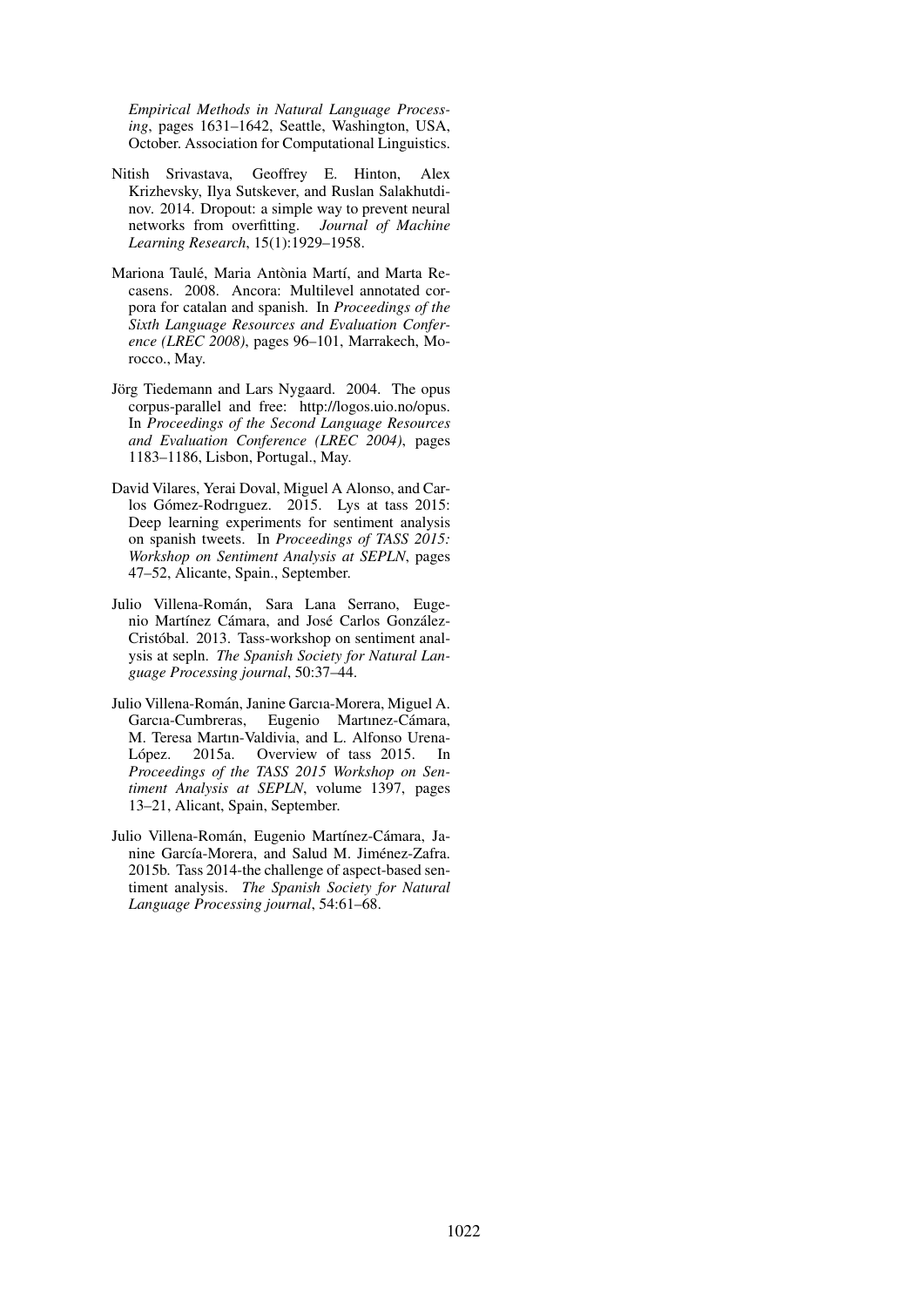*Empirical Methods in Natural Language Processing*, pages 1631–1642, Seattle, Washington, USA, October. Association for Computational Linguistics.

Nitish Srivastava, Geoffrey E. Hinton, Alex Krizhevsky, Ilya Sutskever, and Ruslan Salakhutdinov. 2014. Dropout: a simple way to prevent neural networks from overfitting. *Journal of Machine Learning Research*, 15(1):1929–1958.

Mariona Taulé, Maria Antònia Martí, and Marta Recasens. 2008. Ancora: Multilevel annotated corpora for catalan and spanish. In *Proceedings of the Sixth Language Resources and Evaluation Conference (LREC 2008)*, pages 96–101, Marrakech, Morocco., May.

Jörg Tiedemann and Lars Nygaard. 2004. The opus corpus-parallel and free: http://logos.uio.no/opus. In *Proceedings of the Second Language Resources and Evaluation Conference (LREC 2004)*, pages 1183–1186, Lisbon, Portugal., May.

David Vilares, Yerai Doval, Miguel A Alonso, and Carlos Gómez-Rodrıguez. 2015. Lys at tass 2015: Deep learning experiments for sentiment analysis on spanish tweets. In *Proceedings of TASS 2015: Workshop on Sentiment Analysis at SEPLN*, pages 47–52, Alicante, Spain., September.

Julio Villena-Román, Sara Lana Serrano, Eugenio Martínez Cámara, and José Carlos González-Cristóbal. 2013. Tass-workshop on sentiment analysis at sepln. *The Spanish Society for Natural Language Processing journal*, 50:37–44.

Julio Villena-Román, Janine Garcıa-Morera, Miguel A. Garcıa-Cumbreras, Eugenio Martınez-Cámara, M. Teresa Martın-Valdivia, and L. Alfonso Urena-López. 2015a. Overview of tass 2015. In *Proceedings of the TASS 2015 Workshop on Sentiment Analysis at SEPLN*, volume 1397, pages 13–21, Alicant, Spain, September.

Julio Villena-Román, Eugenio Martínez-Cámara, Janine García-Morera, and Salud M. Jiménez-Zafra. 2015b. Tass 2014-the challenge of aspect-based sentiment analysis. *The Spanish Society for Natural Language Processing journal*, 54:61–68.